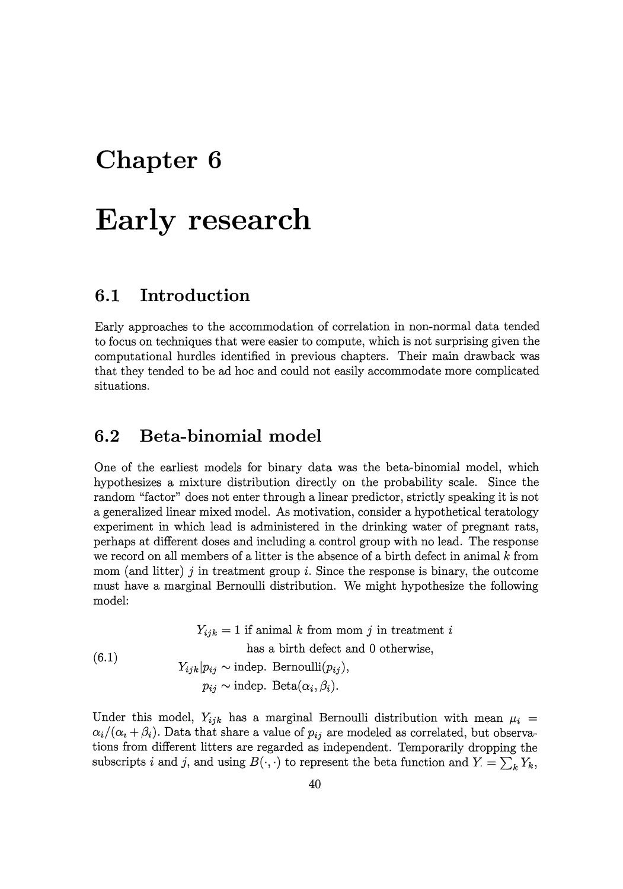# Chapter 6

# Early research

## 6.1 Introduction

Early approaches to the accommodation of correlation in non-normal data tended to focus on techniques that were easier to compute, which is not surprising given the computational hurdles identified in previous chapters. Their main drawback was that they tended to be ad hoc and could not easily accommodate more complicated situations.

## 6.2 Beta-binomial model

One of the earliest models for binary data was the beta-binomial model, which hypothesizes a mixture distribution directly on the probability scale. Since the random "factor" does not enter through a linear predictor, strictly speaking it is not a generalized linear mixed model. As motivation, consider a hypothetical teratology experiment in which lead is administered in the drinking water of pregnant rats, perhaps at different doses and including a control group with no lead. The response we record on all members of a litter is the absence of a birth defect in animal $k$ from mom (and litter) $j$ in treatment group $i$. Since the response is binary, the outcome must have a marginal Bernoulli distribution. We might hypothesize the following model:

$$
\begin{aligned}
Y_{ijk} &= 1 \text{ if animal } k \text{ from mom } j \text{ in treatment } i \\
&\quad\; \text{has a birth defect and 0 otherwise,} \\
Y_{ijk}|p_{ij} &\sim \text{indep. Bernoulli}(p_{ij}), \\
p_{ij} &\sim \text{indep. Beta}(\alpha_i, \beta_i).
\end{aligned}
\tag{6.1}
$$

Under this model, $Y_{ijk}$ has a marginal Bernoulli distribution with mean $\mu_i = \alpha_i/(\alpha_i + \beta_i)$. Data that share a value of $p_{ij}$ are modeled as correlated, but observations from different litters are regarded as independent. Temporarily dropping the subscripts $i$ and $j$, and using $B(\cdot, \cdot)$ to represent the beta function and $Y_{\cdot} = \sum_k Y_k$,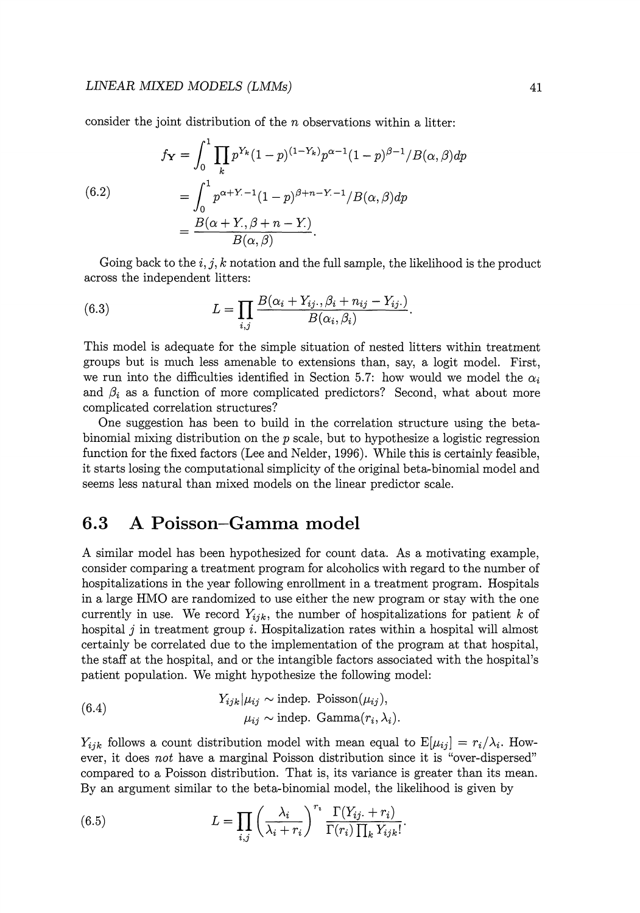consider the joint distribution of the $n$ observations within a litter:

$$
\begin{aligned}
f_{\mathbf{Y}} &= \int_0^1 \prod_k p^{Y_k}(1-p)^{(1-Y_k)} p^{\alpha-1}(1-p)^{\beta-1}/B(\alpha,\beta)dp \\
&= \int_0^1 p^{\alpha+Y.-1}(1-p)^{\beta+n-Y.-1}/B(\alpha,\beta)dp \qquad (6.2)\\
&= \frac{B(\alpha+Y.,\beta+n-Y.)}{B(\alpha,\beta)}.
\end{aligned}
$$

Going back to the $i, j, k$ notation and the full sample, the likelihood is the product across the independent litters:

$$
L = \prod_{i,j} \frac{B(\alpha_i + Y_{ij\cdot}, \beta_i + n_{ij} - Y_{ij\cdot})}{B(\alpha_i, \beta_i)}. \qquad (6.3)
$$

This model is adequate for the simple situation of nested litters within treatment groups but is much less amenable to extensions than, say, a logit model. First, we run into the difficulties identified in Section 5.7: how would we model the $\alpha_i$ and $\beta_i$ as a function of more complicated predictors? Second, what about more complicated correlation structures?

One suggestion has been to build in the correlation structure using the beta-binomial mixing distribution on the $p$ scale, but to hypothesize a logistic regression function for the fixed factors (Lee and Nelder, 1996). While this is certainly feasible, it starts losing the computational simplicity of the original beta-binomial model and seems less natural than mixed models on the linear predictor scale.

## 6.3 A Poisson–Gamma model

A similar model has been hypothesized for count data. As a motivating example, consider comparing a treatment program for alcoholics with regard to the number of hospitalizations in the year following enrollment in a treatment program. Hospitals in a large HMO are randomized to use either the new program or stay with the one currently in use. We record $Y_{ijk}$, the number of hospitalizations for patient $k$ of hospital $j$ in treatment group $i$. Hospitalization rates within a hospital will almost certainly be correlated due to the implementation of the program at that hospital, the staff at the hospital, and or the intangible factors associated with the hospital's patient population. We might hypothesize the following model:

$$
\begin{aligned}
Y_{ijk}|\mu_{ij} &\sim \text{indep. Poisson}(\mu_{ij}), \qquad (6.4)\\
\mu_{ij} &\sim \text{indep. Gamma}(r_i, \lambda_i).
\end{aligned}
$$

$Y_{ijk}$ follows a count distribution model with mean equal to $\mathrm{E}[\mu_{ij}] = r_i/\lambda_i$. However, it does *not* have a marginal Poisson distribution since it is "over-dispersed" compared to a Poisson distribution. That is, its variance is greater than its mean. By an argument similar to the beta-binomial model, the likelihood is given by

$$
L = \prod_{i,j} \left( \frac{\lambda_i}{\lambda_i + r_i} \right)^{r_i} \frac{\Gamma(Y_{ij\cdot} + r_i)}{\Gamma(r_i) \prod_k Y_{ijk}!}. \qquad (6.5)
$$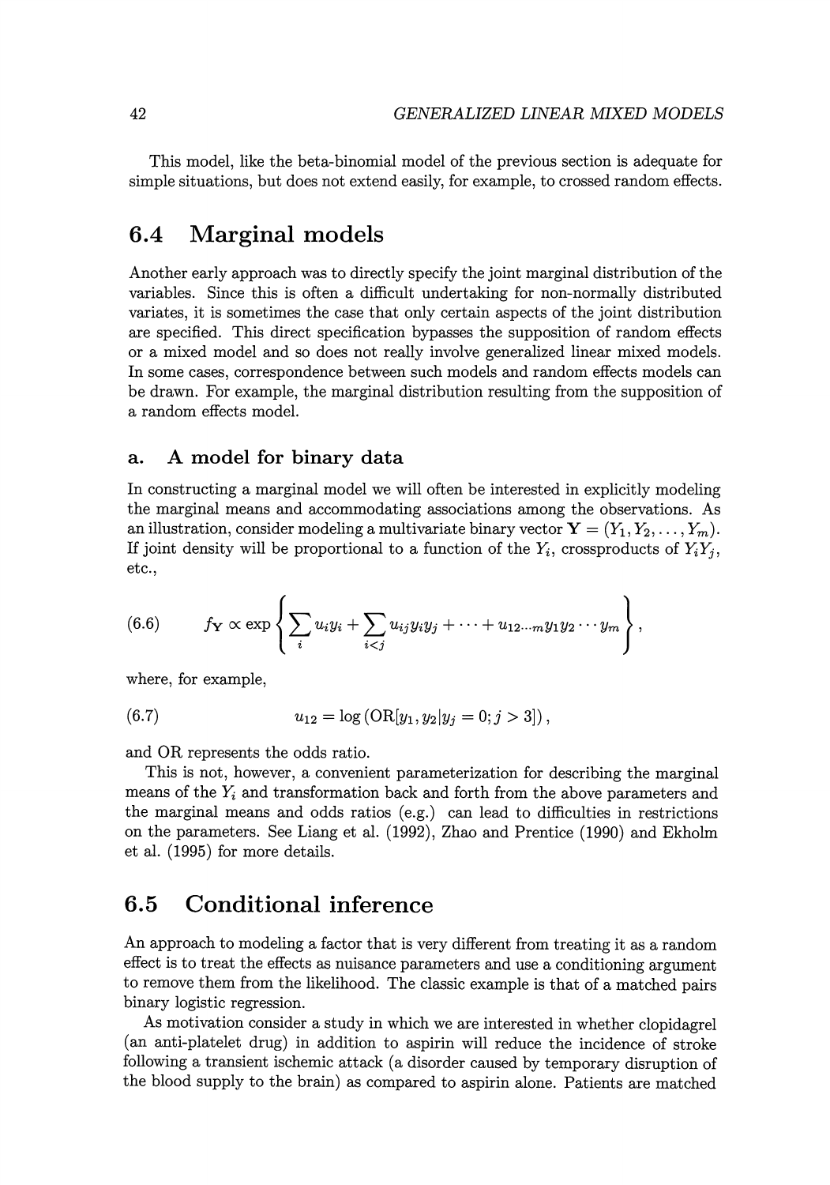This model, like the beta-binomial model of the previous section is adequate for simple situations, but does not extend easily, for example, to crossed random effects.

## 6.4 Marginal models

Another early approach was to directly specify the joint marginal distribution of the variables. Since this is often a difficult undertaking for non-normally distributed variates, it is sometimes the case that only certain aspects of the joint distribution are specified. This direct specification bypasses the supposition of random effects or a mixed model and so does not really involve generalized linear mixed models. In some cases, correspondence between such models and random effects models can be drawn. For example, the marginal distribution resulting from the supposition of a random effects model.

### a. A model for binary data

In constructing a marginal model we will often be interested in explicitly modeling the marginal means and accommodating associations among the observations. As an illustration, consider modeling a multivariate binary vector $\mathbf{Y} = (Y_1, Y_2, \ldots, Y_m)$. If joint density will be proportional to a function of the $Y_i$, crossproducts of $Y_iY_j$, etc.,

$$
f_{\mathbf{Y}} \propto \exp\left\{ \sum_i u_i y_i + \sum_{i<j} u_{ij} y_i y_j + \cdots + u_{12\cdots m} y_1 y_2 \cdots y_m \right\}, \tag{6.6}
$$

where, for example,

$$
u_{12} = \log\left(\mathrm{OR}[y_1, y_2 | y_j = 0; j > 3]\right), \tag{6.7}
$$

and OR represents the odds ratio.

This is not, however, a convenient parameterization for describing the marginal means of the $Y_i$ and transformation back and forth from the above parameters and the marginal means and odds ratios (e.g.) can lead to difficulties in restrictions on the parameters. See Liang et al. (1992), Zhao and Prentice (1990) and Ekholm et al. (1995) for more details.

## 6.5 Conditional inference

An approach to modeling a factor that is very different from treating it as a random effect is to treat the effects as nuisance parameters and use a conditioning argument to remove them from the likelihood. The classic example is that of a matched pairs binary logistic regression.

As motivation consider a study in which we are interested in whether clopidagrel (an anti-platelet drug) in addition to aspirin will reduce the incidence of stroke following a transient ischemic attack (a disorder caused by temporary disruption of the blood supply to the brain) as compared to aspirin alone. Patients are matched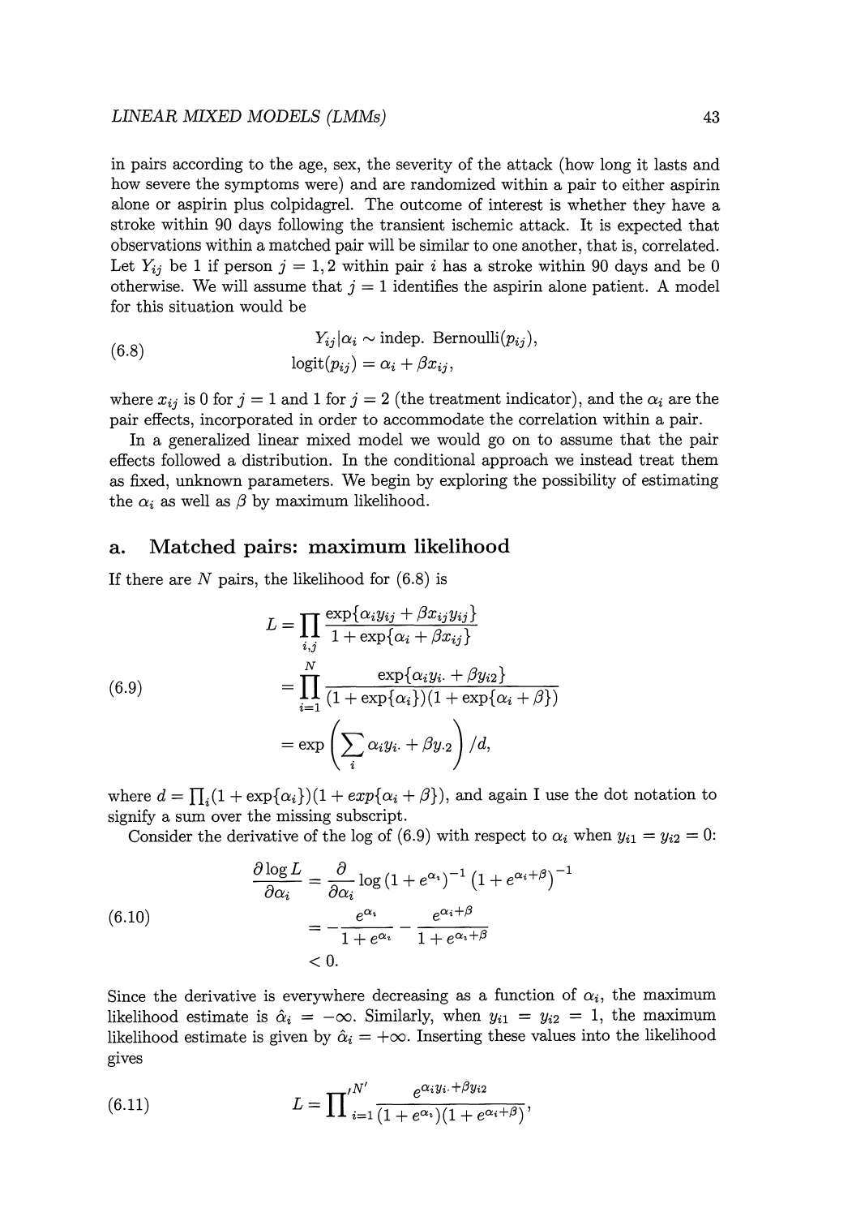in pairs according to the age, sex, the severity of the attack (how long it lasts and how severe the symptoms were) and are randomized within a pair to either aspirin alone or aspirin plus colpidagrel. The outcome of interest is whether they have a stroke within 90 days following the transient ischemic attack. It is expected that observations within a matched pair will be similar to one another, that is, correlated. Let $Y_{ij}$ be 1 if person $j = 1, 2$ within pair $i$ has a stroke within 90 days and be 0 otherwise. We will assume that $j = 1$ identifies the aspirin alone patient. A model for this situation would be

$$
\begin{aligned}
Y_{ij}|\alpha_i &\sim \text{indep. Bernoulli}(p_{ij}), \\
\text{logit}(p_{ij}) &= \alpha_i + \beta x_{ij},
\end{aligned}
\tag{6.8}
$$

where $x_{ij}$ is 0 for $j = 1$ and 1 for $j = 2$ (the treatment indicator), and the $\alpha_i$ are the pair effects, incorporated in order to accommodate the correlation within a pair.

In a generalized linear mixed model we would go on to assume that the pair effects followed a distribution. In the conditional approach we instead treat them as fixed, unknown parameters. We begin by exploring the possibility of estimating the $\alpha_i$ as well as $\beta$ by maximum likelihood.

## a. Matched pairs: maximum likelihood

If there are $N$ pairs, the likelihood for (6.8) is

$$
\begin{aligned}
L &= \prod_{i,j} \frac{\exp\{\alpha_i y_{ij} + \beta x_{ij} y_{ij}\}}{1 + \exp\{\alpha_i + \beta x_{ij}\}} \\
&= \prod_{i=1}^{N} \frac{\exp\{\alpha_i y_{i\cdot} + \beta y_{i2}\}}{(1 + \exp\{\alpha_i\})(1 + \exp\{\alpha_i + \beta\})} \\
&= \exp\left(\sum_i \alpha_i y_{i\cdot} + \beta y_{\cdot 2}\right) / d,
\end{aligned}
\tag{6.9}
$$

where $d = \prod_i (1 + \exp\{\alpha_i\})(1 + exp\{\alpha_i + \beta\})$, and again I use the dot notation to signify a sum over the missing subscript.

Consider the derivative of the log of (6.9) with respect to $\alpha_i$ when $y_{i1} = y_{i2} = 0$:

$$
\begin{aligned}
\frac{\partial \log L}{\partial \alpha_i} &= \frac{\partial}{\partial \alpha_i} \log \left(1 + e^{\alpha_i}\right)^{-1} \left(1 + e^{\alpha_i + \beta}\right)^{-1} \\
&= -\frac{e^{\alpha_i}}{1 + e^{\alpha_i}} - \frac{e^{\alpha_i + \beta}}{1 + e^{\alpha_i + \beta}} \\
&< 0.
\end{aligned}
\tag{6.10}
$$

Since the derivative is everywhere decreasing as a function of $\alpha_i$, the maximum likelihood estimate is $\hat{\alpha}_i = -\infty$. Similarly, when $y_{i1} = y_{i2} = 1$, the maximum likelihood estimate is given by $\hat{\alpha}_i = +\infty$. Inserting these values into the likelihood gives

$$
L = \prod\nolimits_{i=1}^{\prime N'} \frac{e^{\alpha_i y_{i\cdot} + \beta y_{i2}}}{(1 + e^{\alpha_i})(1 + e^{\alpha_i + \beta})},
\tag{6.11}
$$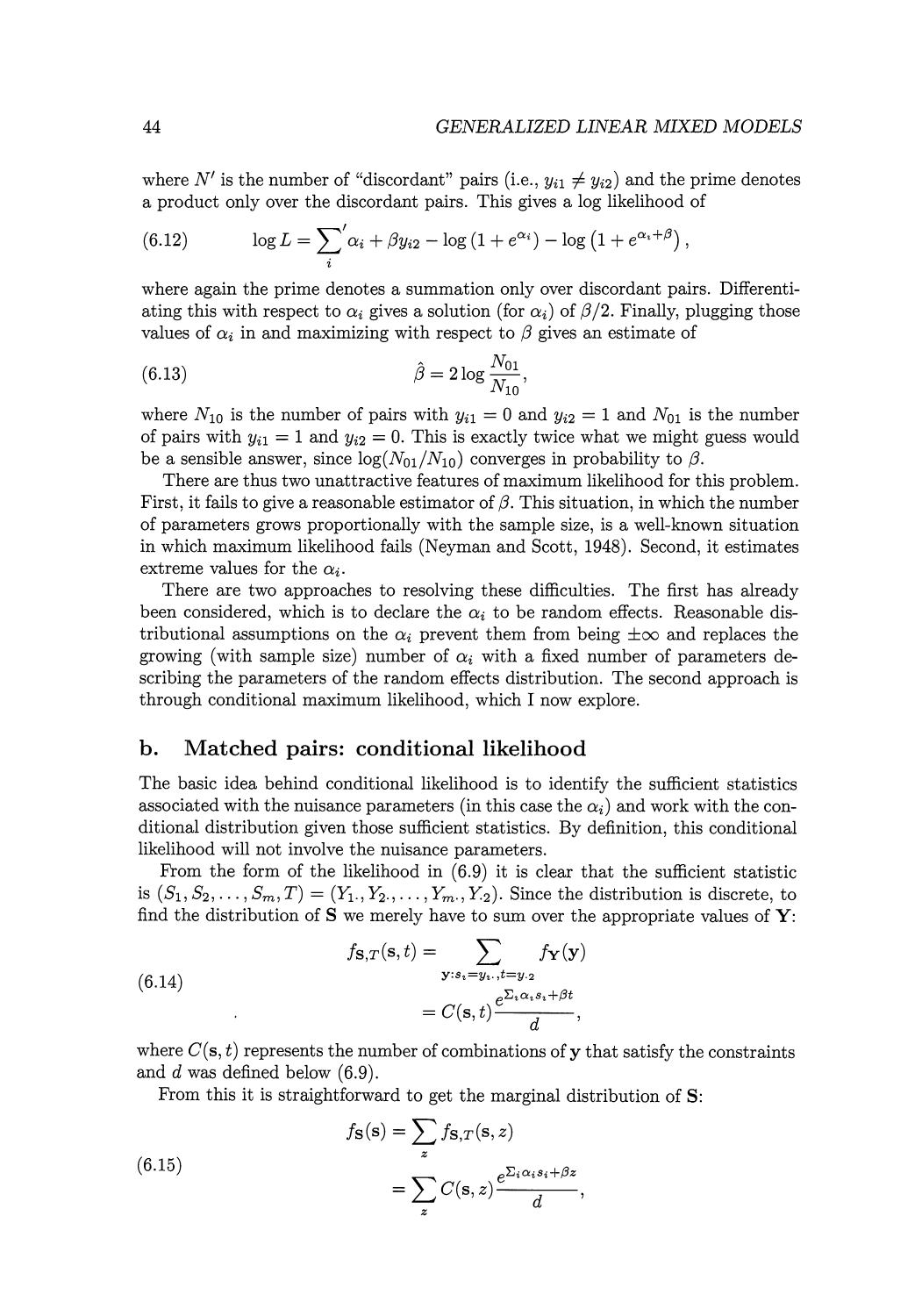where $N'$ is the number of "discordant" pairs (i.e., $y_{i1} \neq y_{i2}$) and the prime denotes a product only over the discordant pairs. This gives a log likelihood of

$$\log L = {\sum_i}' \alpha_i + \beta y_{i2} - \log\left(1 + e^{\alpha_i}\right) - \log\left(1 + e^{\alpha_i + \beta}\right), \tag{6.12}$$

where again the prime denotes a summation only over discordant pairs. Differentiating this with respect to $\alpha_i$ gives a solution (for $\alpha_i$) of $\beta/2$. Finally, plugging those values of $\alpha_i$ in and maximizing with respect to $\beta$ gives an estimate of

$$\hat{\beta} = 2 \log \frac{N_{01}}{N_{10}}, \tag{6.13}$$

where $N_{10}$ is the number of pairs with $y_{i1} = 0$ and $y_{i2} = 1$ and $N_{01}$ is the number of pairs with $y_{i1} = 1$ and $y_{i2} = 0$. This is exactly twice what we might guess would be a sensible answer, since $\log(N_{01}/N_{10})$ converges in probability to $\beta$.

There are thus two unattractive features of maximum likelihood for this problem. First, it fails to give a reasonable estimator of $\beta$. This situation, in which the number of parameters grows proportionally with the sample size, is a well-known situation in which maximum likelihood fails (Neyman and Scott, 1948). Second, it estimates extreme values for the $\alpha_i$.

There are two approaches to resolving these difficulties. The first has already been considered, which is to declare the $\alpha_i$ to be random effects. Reasonable distributional assumptions on the $\alpha_i$ prevent them from being $\pm\infty$ and replaces the growing (with sample size) number of $\alpha_i$ with a fixed number of parameters describing the parameters of the random effects distribution. The second approach is through conditional maximum likelihood, which I now explore.

## b. Matched pairs: conditional likelihood

The basic idea behind conditional likelihood is to identify the sufficient statistics associated with the nuisance parameters (in this case the $\alpha_i$) and work with the conditional distribution given those sufficient statistics. By definition, this conditional likelihood will not involve the nuisance parameters.

From the form of the likelihood in (6.9) it is clear that the sufficient statistic is $(S_1, S_2, \ldots, S_m, T) = (Y_{1\cdot}, Y_{2\cdot}, \ldots, Y_{m\cdot}, Y_{\cdot 2})$. Since the distribution is discrete, to find the distribution of $\mathbf{S}$ we merely have to sum over the appropriate values of $\mathbf{Y}$:

$$\begin{aligned} f_{\mathbf{S},T}(\mathbf{s}, t) &= \sum_{\mathbf{y}: s_i = y_{i\cdot}, t = y_{\cdot 2}} f_{\mathbf{Y}}(\mathbf{y}) \\ &= C(\mathbf{s}, t) \frac{e^{\Sigma_i \alpha_i s_i + \beta t}}{d}, \end{aligned} \tag{6.14}$$

where $C(\mathbf{s}, t)$ represents the number of combinations of $\mathbf{y}$ that satisfy the constraints and $d$ was defined below (6.9).

From this it is straightforward to get the marginal distribution of $\mathbf{S}$:

$$\begin{aligned} f_{\mathbf{S}}(\mathbf{s}) &= \sum_z f_{\mathbf{S},T}(\mathbf{s}, z) \\ &= \sum_z C(\mathbf{s}, z) \frac{e^{\Sigma_i \alpha_i s_i + \beta z}}{d}, \end{aligned} \tag{6.15}$$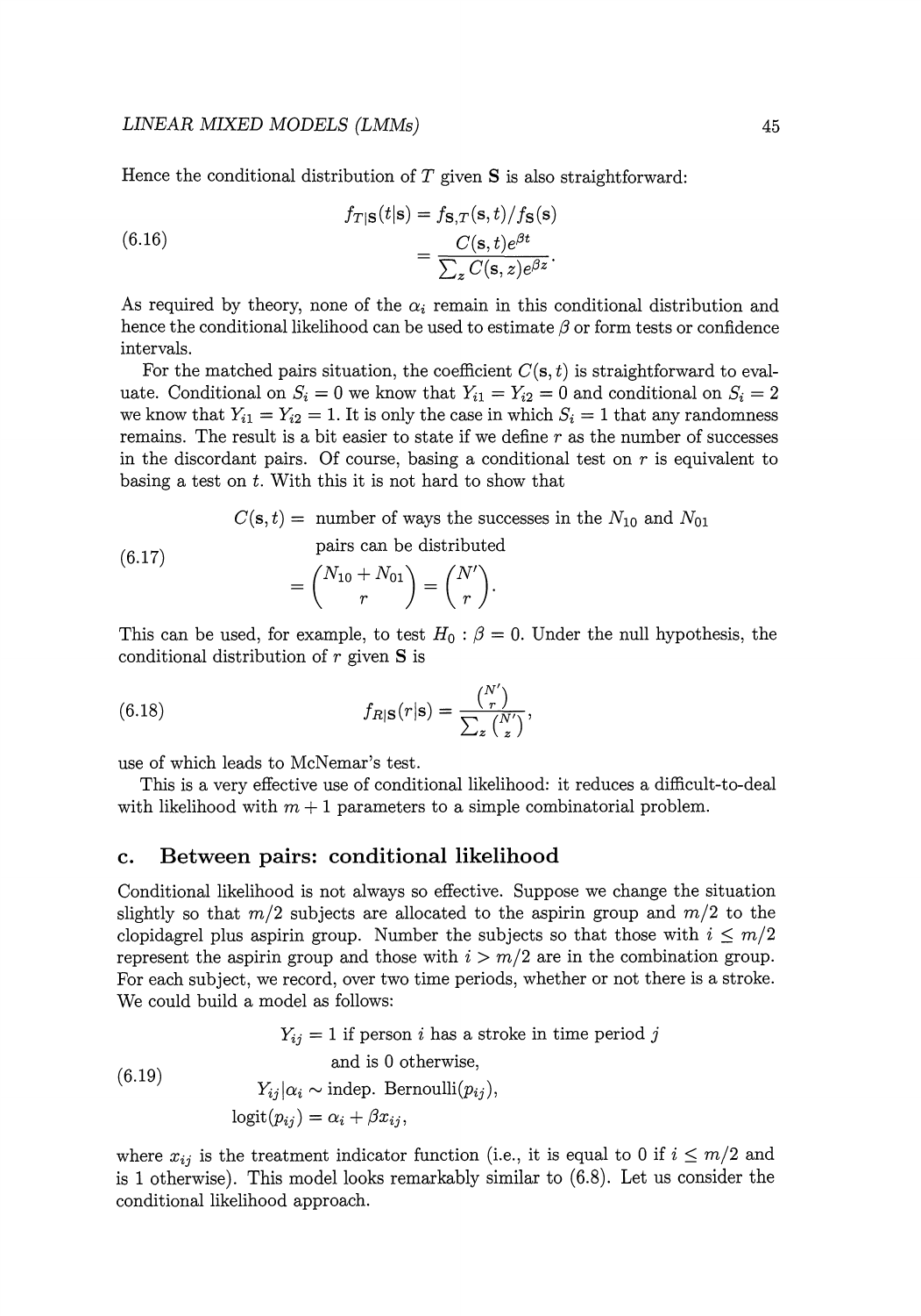Hence the conditional distribution of $T$ given $\mathbf{S}$ is also straightforward:

$$
\begin{aligned}
f_{T|\mathbf{S}}(t|\mathbf{s}) &= f_{\mathbf{S},T}(\mathbf{s},t)/f_{\mathbf{S}}(\mathbf{s}) \\
&= \frac{C(\mathbf{s},t)e^{\beta t}}{\sum_z C(\mathbf{s},z)e^{\beta z}}.
\end{aligned} \tag{6.16}
$$

As required by theory, none of the $\alpha_i$ remain in this conditional distribution and hence the conditional likelihood can be used to estimate $\beta$ or form tests or confidence intervals.

For the matched pairs situation, the coefficient $C(\mathbf{s},t)$ is straightforward to evaluate. Conditional on $S_i = 0$ we know that $Y_{i1} = Y_{i2} = 0$ and conditional on $S_i = 2$ we know that $Y_{i1} = Y_{i2} = 1$. It is only the case in which $S_i = 1$ that any randomness remains. The result is a bit easier to state if we define $r$ as the number of successes in the discordant pairs. Of course, basing a conditional test on $r$ is equivalent to basing a test on $t$. With this it is not hard to show that

$$
\begin{aligned}
C(\mathbf{s},t) &= \text{ number of ways the successes in the } N_{10} \text{ and } N_{01} \\
&\qquad \text{pairs can be distributed} \\
&= \binom{N_{10}+N_{01}}{r} = \binom{N'}{r}.
\end{aligned} \tag{6.17}
$$

This can be used, for example, to test $H_0 : \beta = 0$. Under the null hypothesis, the conditional distribution of $r$ given $\mathbf{S}$ is

$$
f_{R|\mathbf{S}}(r|\mathbf{s}) = \frac{\binom{N'}{r}}{\sum_z \binom{N'}{z}}, \tag{6.18}
$$

use of which leads to McNemar's test.

This is a very effective use of conditional likelihood: it reduces a difficult-to-deal with likelihood with $m+1$ parameters to a simple combinatorial problem.

## c. Between pairs: conditional likelihood

Conditional likelihood is not always so effective. Suppose we change the situation slightly so that $m/2$ subjects are allocated to the aspirin group and $m/2$ to the clopidagrel plus aspirin group. Number the subjects so that those with $i \le m/2$ represent the aspirin group and those with $i > m/2$ are in the combination group. For each subject, we record, over two time periods, whether or not there is a stroke. We could build a model as follows:

$$
\begin{aligned}
Y_{ij} &= 1 \text{ if person } i \text{ has a stroke in time period } j \\
&\qquad \text{and is 0 otherwise,} \\
Y_{ij}|\alpha_i &\sim \text{indep. Bernoulli}(p_{ij}), \\
\text{logit}(p_{ij}) &= \alpha_i + \beta x_{ij},
\end{aligned} \tag{6.19}
$$

where $x_{ij}$ is the treatment indicator function (i.e., it is equal to 0 if $i \le m/2$ and is 1 otherwise). This model looks remarkably similar to (6.8). Let us consider the conditional likelihood approach.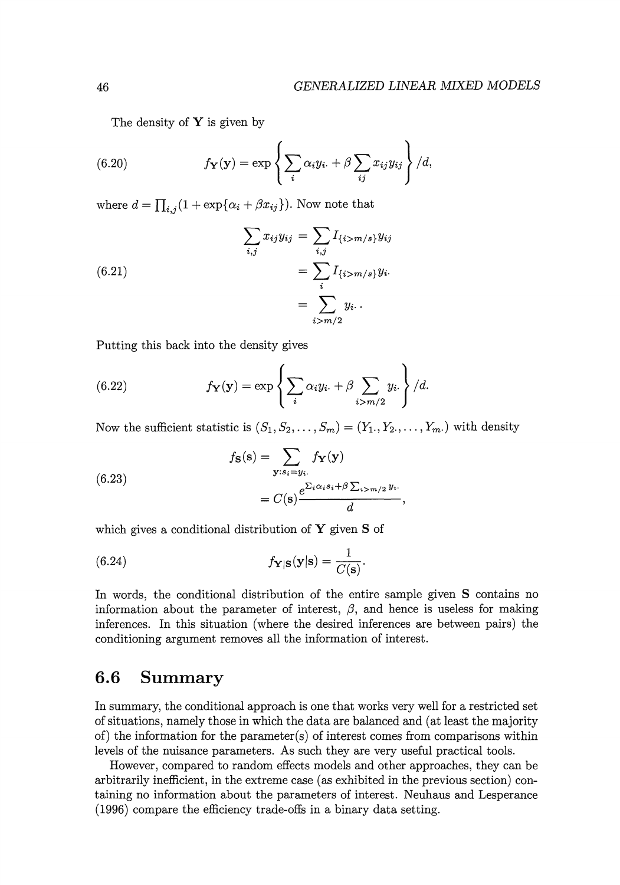The density of $\mathbf{Y}$ is given by

$$f_{\mathbf{Y}}(\mathbf{y}) = \exp\left\{\sum_i \alpha_i y_{i\cdot} + \beta \sum_{ij} x_{ij} y_{ij}\right\} / d, \tag{6.20}$$

where $d = \prod_{i,j}(1 + \exp\{\alpha_i + \beta x_{ij}\})$. Now note that

$$\begin{aligned}
\sum_{i,j} x_{ij} y_{ij} &= \sum_{i,j} I_{\{i > m/s\}} y_{ij} \\
&= \sum_i I_{\{i > m/s\}} y_{i\cdot} \\
&= \sum_{i > m/2} y_{i\cdot}\,.
\end{aligned} \tag{6.21}$$

Putting this back into the density gives

$$f_{\mathbf{Y}}(\mathbf{y}) = \exp\left\{\sum_i \alpha_i y_{i\cdot} + \beta \sum_{i > m/2} y_{i\cdot}\right\} / d. \tag{6.22}$$

Now the sufficient statistic is $(S_1, S_2, \ldots, S_m) = (Y_{1\cdot}, Y_{2\cdot}, \ldots, Y_{m\cdot})$ with density

$$\begin{aligned}
f_{\mathbf{S}}(\mathbf{s}) &= \sum_{\mathbf{y}: s_i = y_{i\cdot}} f_{\mathbf{Y}}(\mathbf{y}) \\
&= C(\mathbf{s}) \frac{e^{\sum_i \alpha_i s_i + \beta \sum_{i > m/2} y_{i\cdot}}}{d},
\end{aligned} \tag{6.23}$$

which gives a conditional distribution of $\mathbf{Y}$ given $\mathbf{S}$ of

$$f_{\mathbf{Y}|\mathbf{S}}(\mathbf{y}|\mathbf{s}) = \frac{1}{C(\mathbf{s})}. \tag{6.24}$$

In words, the conditional distribution of the entire sample given $\mathbf{S}$ contains no information about the parameter of interest, $\beta$, and hence is useless for making inferences. In this situation (where the desired inferences are between pairs) the conditioning argument removes all the information of interest.

## 6.6 Summary

In summary, the conditional approach is one that works very well for a restricted set of situations, namely those in which the data are balanced and (at least the majority of) the information for the parameter(s) of interest comes from comparisons within levels of the nuisance parameters. As such they are very useful practical tools.

However, compared to random effects models and other approaches, they can be arbitrarily inefficient, in the extreme case (as exhibited in the previous section) containing no information about the parameters of interest. Neuhaus and Lesperance (1996) compare the efficiency trade-offs in a binary data setting.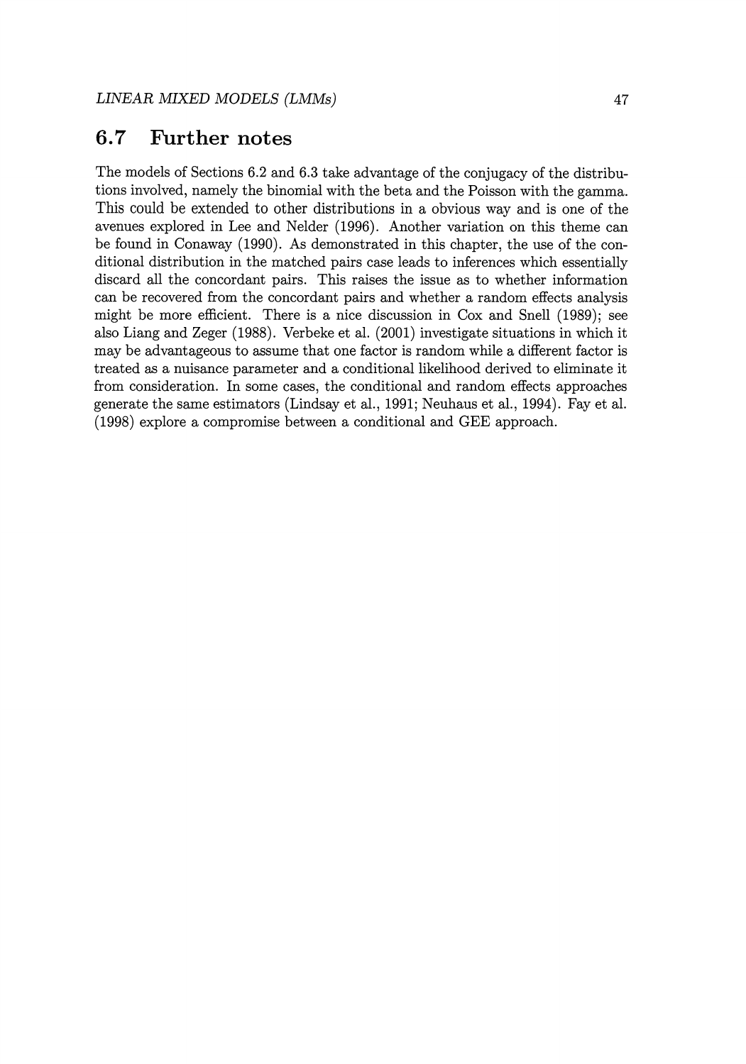## 6.7 Further notes

The models of Sections 6.2 and 6.3 take advantage of the conjugacy of the distributions involved, namely the binomial with the beta and the Poisson with the gamma. This could be extended to other distributions in a obvious way and is one of the avenues explored in Lee and Nelder (1996). Another variation on this theme can be found in Conaway (1990). As demonstrated in this chapter, the use of the conditional distribution in the matched pairs case leads to inferences which essentially discard all the concordant pairs. This raises the issue as to whether information can be recovered from the concordant pairs and whether a random effects analysis might be more efficient. There is a nice discussion in Cox and Snell (1989); see also Liang and Zeger (1988). Verbeke et al. (2001) investigate situations in which it may be advantageous to assume that one factor is random while a different factor is treated as a nuisance parameter and a conditional likelihood derived to eliminate it from consideration. In some cases, the conditional and random effects approaches generate the same estimators (Lindsay et al., 1991; Neuhaus et al., 1994). Fay et al. (1998) explore a compromise between a conditional and GEE approach.